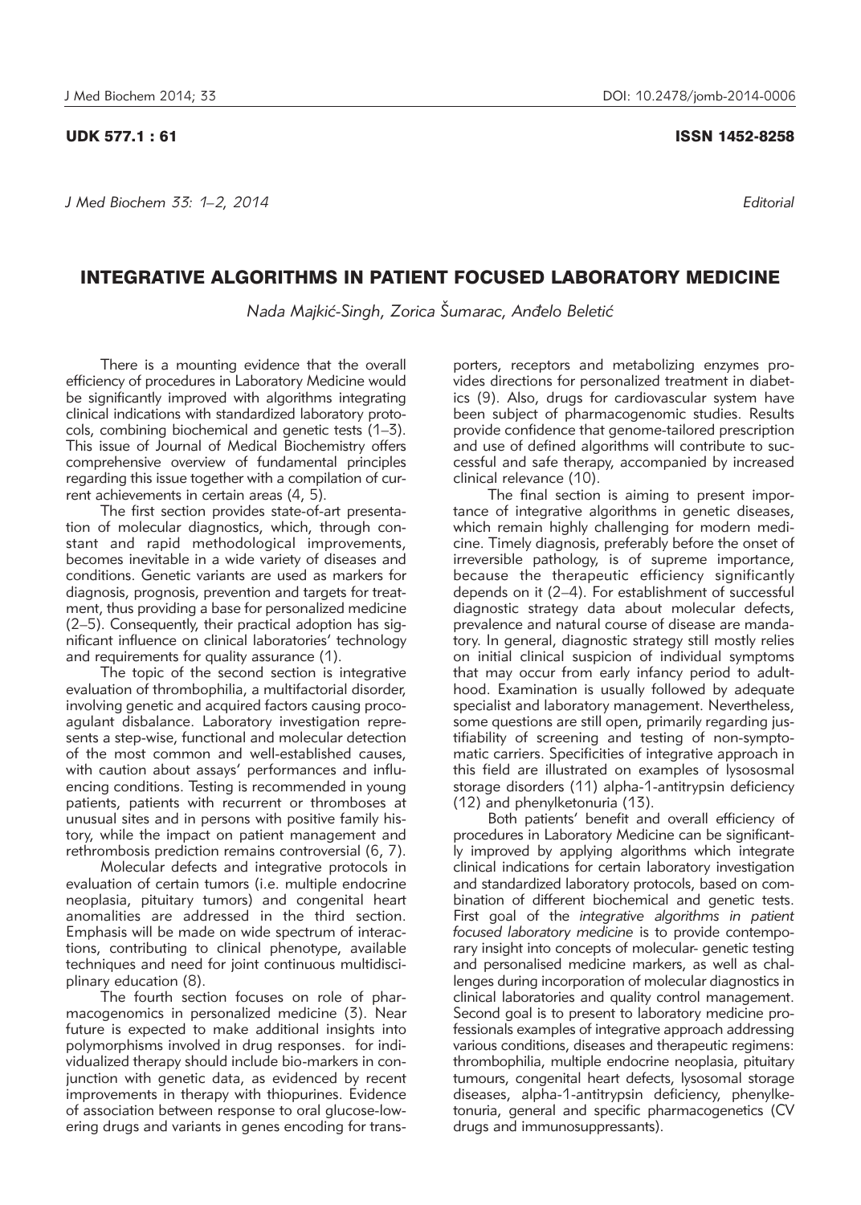UDK 577.1 : 61

ISSN 1452-8258

*Editorial*

# INTEGRATIVE ALGORITHMS IN PATIENT FOCUSED LABORATORY MEDICINE

*Nada Majkić-Singh, Zorica Šumarac, Anđelo Beletić*

There is a mounting evidence that the overall efficiency of procedures in Laboratory Medicine would be significantly improved with algorithms integrating clinical indications with standardized laboratory protocols, combining biochemical and genetic tests (1–3). This issue of Journal of Medical Biochemistry offers comprehensive overview of fundamental principles regarding this issue together with a compilation of current achievements in certain areas (4, 5).

The first section provides state-of-art presentation of molecular diagnostics, which, through constant and rapid methodological improvements, becomes inevitable in a wide variety of diseases and conditions. Genetic variants are used as markers for diagnosis, prognosis, prevention and targets for treatment, thus providing a base for personalized medicine (2–5). Consequently, their practical adoption has significant influence on clinical laboratories' technology and requirements for quality assurance (1).

The topic of the second section is integrative evaluation of thrombophilia, a multifactorial disorder, involving genetic and acquired factors causing procoagulant disbalance. Laboratory investigation represents a step-wise, functional and molecular detection of the most common and well-established causes, with caution about assays' performances and influencing conditions. Testing is recommended in young patients, patients with recurrent or thromboses at unusual sites and in persons with positive family history, while the impact on patient management and rethrombosis prediction remains controversial (6, 7).

Molecular defects and integrative protocols in evaluation of certain tumors (i.e. multiple endocrine neoplasia, pituitary tumors) and congenital heart anomalities are addressed in the third section. Emphasis will be made on wide spectrum of interactions, contributing to clinical phenotype, available techniques and need for joint continuous multidisciplinary education (8).

The fourth section focuses on role of pharmacogenomics in personalized medicine (3). Near future is expected to make additional insights into polymorphisms involved in drug responses. for individualized therapy should include bio-markers in conjunction with genetic data, as evidenced by recent improvements in therapy with thiopurines. Evidence of association between response to oral glucose-lowering drugs and variants in genes encoding for transporters, receptors and metabolizing enzymes provides directions for personalized treatment in diabetics (9). Also, drugs for cardiovascular system have been subject of pharmacogenomic studies. Results provide confidence that genome-tailored prescription and use of defined algorithms will contribute to successful and safe therapy, accompanied by increased clinical relevance (10).

The final section is aiming to present importance of integrative algorithms in genetic diseases, which remain highly challenging for modern medicine. Timely diagnosis, preferably before the onset of irreversible pathology, is of supreme importance, because the therapeutic efficiency significantly depends on it (2–4). For establishment of successful diagnostic strategy data about molecular defects, prevalence and natural course of disease are mandatory. In general, diagnostic strategy still mostly relies on initial clinical suspicion of individual symptoms that may occur from early infancy period to adulthood. Examination is usually followed by adequate specialist and laboratory management. Nevertheless, some questions are still open, primarily regarding justifiability of screening and testing of non-symptomatic carriers. Specificities of integrative approach in this field are illustrated on examples of lysososmal storage disorders (11) alpha-1-antitrypsin deficiency (12) and phenylketonuria (13).

Both patients' benefit and overall efficiency of procedures in Laboratory Medicine can be significantly improved by applying algorithms which integrate clinical indications for certain laboratory investigation and standardized laboratory protocols, based on combination of different biochemical and genetic tests. First goal of the *integrative algorithms in patient focused laboratory medicine* is to provide contemporary insight into concepts of molecular- genetic testing and personalised medicine markers, as well as challenges during incorporation of molecular diagnostics in clinical laboratories and quality control management. Second goal is to present to laboratory medicine professionals examples of integrative approach addressing various conditions, diseases and therapeutic regimens: thrombophilia, multiple endocrine neoplasia, pituitary tumours, congenital heart defects, lysosomal storage diseases, alpha-1-antitrypsin deficiency, phenylketonuria, general and specific pharmacogenetics (CV drugs and immunosuppressants).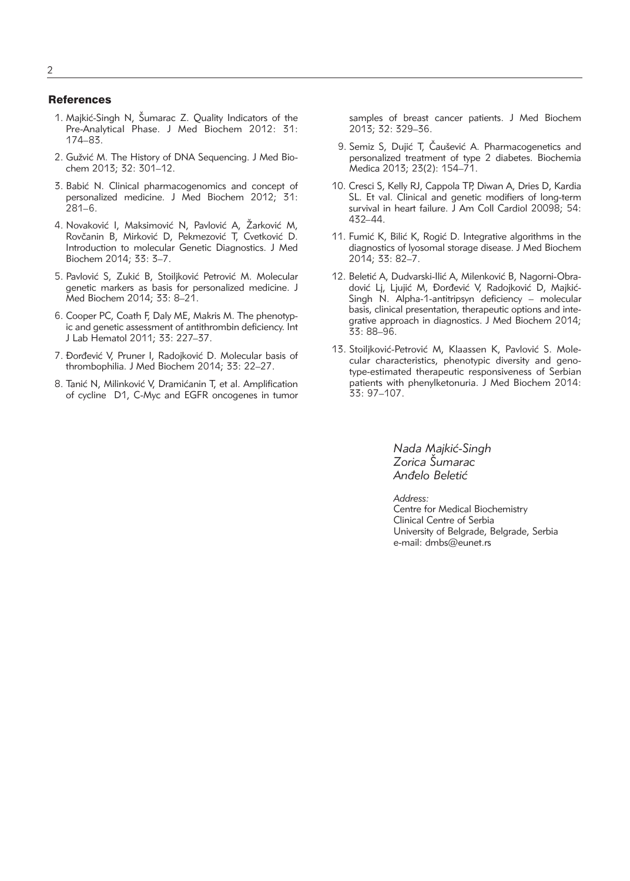## References

1. Majkić-Singh N, Šumarac Z. Quality Indicators of the Pre-Analytical Phase. J Med Biochem 2012: 31: 174–83.
2. Gužvić M. The History of DNA Sequencing. J Med Biochem 2013; 32: 301–12.
3. Babić N. Clinical pharmacogenomics and concept of personalized medicine. J Med Biochem 2012; 31: 281–6.
4. Novaković I, Maksimović N, Pavlović A, Žarković M, Rovčanin B, Mirković D, Pekmezović T, Cvetković D. Introduction to molecular Genetic Diagnostics. J Med Biochem 2014; 33: 3–7.
5. Pavlović S, Zukić B, Stoiljković Petrović M. Molecular genetic markers as basis for personalized medicine. J Med Biochem 2014; 33: 8–21.
6. Cooper PC, Coath F, Daly ME, Makris M. The phenotypic and genetic assessment of antithrombin deficiency. Int J Lab Hematol 2011; 33: 227–37.
7. Đorđević V, Pruner I, Radojković D. Molecular basis of thrombophilia. J Med Biochem 2014; 33: 22–27.
8. Tanić N, Milinković V, Dramićanin T, et al. Amplification of cycline D1, C-Myc and EGFR oncogenes in tumor samples of breast cancer patients. J Med Biochem 2013; 32: 329–36.
9. Semiz S, Dujić T, Čaušević A. Pharmacogenetics and personalized treatment of type 2 diabetes. Biochemia Medica 2013; 23(2): 154–71.
10. Cresci S, Kelly RJ, Cappola TP, Diwan A, Dries D, Kardia SL. Et val. Clinical and genetic modifiers of long-term survival in heart failure. J Am Coll Cardiol 20098; 54: 432–44.
11. Fumić K, Bilić K, Rogić D. Integrative algorithms in the diagnostics of lysosomal storage disease. J Med Biochem 2014; 33: 82–7.
12. Beletić A, Dudvarski-Ilić A, Milenković B, Nagorni-Obradović Lj, Ljujić M, Đorđević V, Radojković D, Majkić-Singh N. Alpha-1-antitripsyn deficiency – molecular basis, clinical presentation, therapeutic options and integrative approach in diagnostics. J Med Biochem 2014; 33: 88–96.
13. Stoiljković-Petrović M, Klaassen K, Pavlović S. Molecular characteristics, phenotypic diversity and genotype-estimated therapeutic responsiveness of Serbian patients with phenylketonuria. J Med Biochem 2014: 33: 97–107.

*Nada Majkić-Singh*
*Zorica Šumarac*
*Anđelo Beletić*

*Address:*
Centre for Medical Biochemistry
Clinical Centre of Serbia
University of Belgrade, Belgrade, Serbia
e-mail: dmbs@eunet.rs